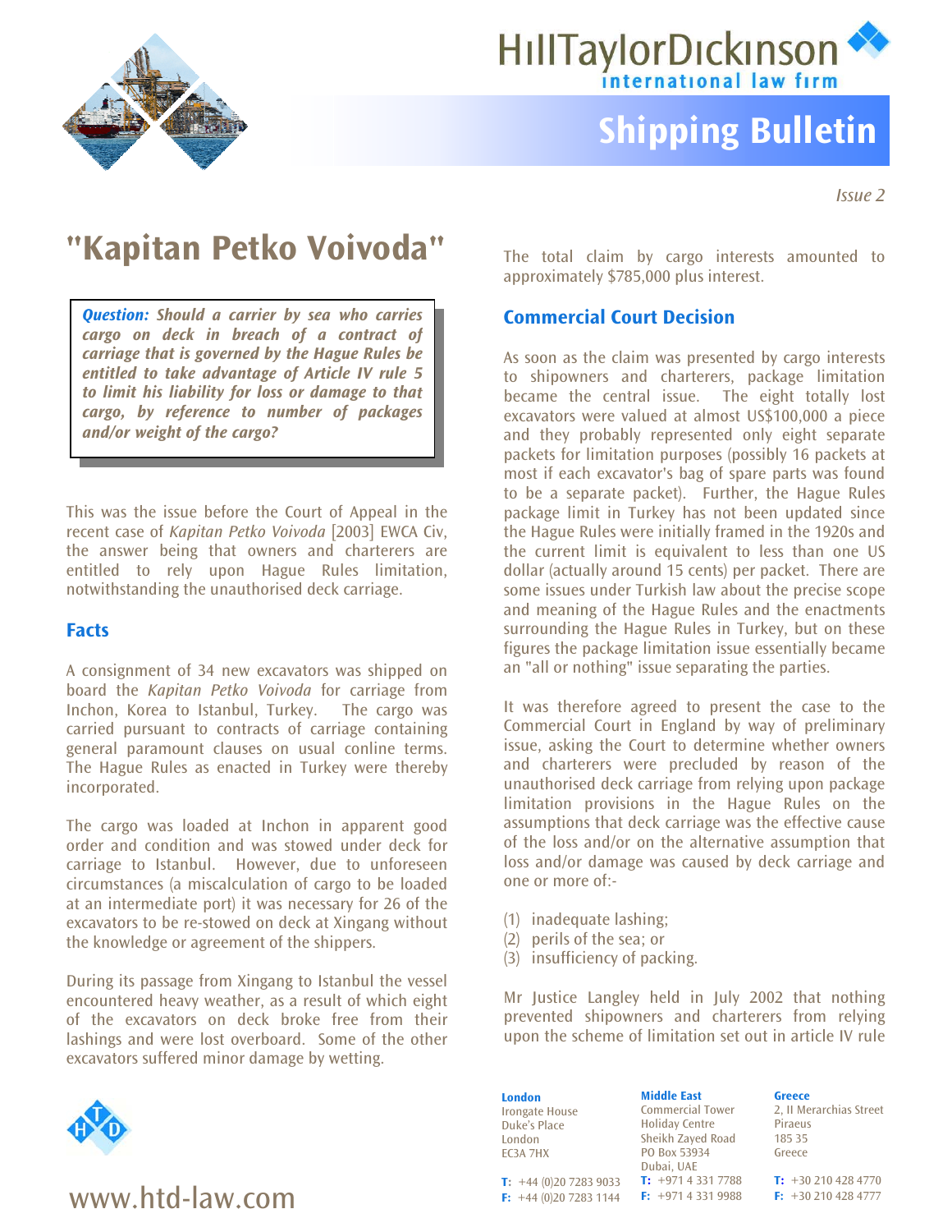# HillTaylorDickinson

international law firm

## Shipping Bulletin

*Issue 2*

# "Kapitan Petko Voivoda"

> ***Question:*** ***Should a carrier by sea who carries cargo on deck in breach of a contract of carriage that is governed by the Hague Rules be entitled to take advantage of Article IV rule 5 to limit his liability for loss or damage to that cargo, by reference to number of packages and/or weight of the cargo?***

This was the issue before the Court of Appeal in the recent case of *Kapitan Petko Voivoda* [2003] EWCA Civ, the answer being that owners and charterers are entitled to rely upon Hague Rules limitation, notwithstanding the unauthorised deck carriage.

## Facts

A consignment of 34 new excavators was shipped on board the *Kapitan Petko Voivoda* for carriage from Inchon, Korea to Istanbul, Turkey. The cargo was carried pursuant to contracts of carriage containing general paramount clauses on usual conline terms. The Hague Rules as enacted in Turkey were thereby incorporated.

The cargo was loaded at Inchon in apparent good order and condition and was stowed under deck for carriage to Istanbul. However, due to unforeseen circumstances (a miscalculation of cargo to be loaded at an intermediate port) it was necessary for 26 of the excavators to be re-stowed on deck at Xingang without the knowledge or agreement of the shippers.

During its passage from Xingang to Istanbul the vessel encountered heavy weather, as a result of which eight of the excavators on deck broke free from their lashings and were lost overboard. Some of the other excavators suffered minor damage by wetting.

The total claim by cargo interests amounted to approximately $785,000 plus interest.

## Commercial Court Decision

As soon as the claim was presented by cargo interests to shipowners and charterers, package limitation became the central issue. The eight totally lost excavators were valued at almost US$100,000 a piece and they probably represented only eight separate packets for limitation purposes (possibly 16 packets at most if each excavator's bag of spare parts was found to be a separate packet). Further, the Hague Rules package limit in Turkey has not been updated since the Hague Rules were initially framed in the 1920s and the current limit is equivalent to less than one US dollar (actually around 15 cents) per packet. There are some issues under Turkish law about the precise scope and meaning of the Hague Rules and the enactments surrounding the Hague Rules in Turkey, but on these figures the package limitation issue essentially became an "all or nothing" issue separating the parties.

It was therefore agreed to present the case to the Commercial Court in England by way of preliminary issue, asking the Court to determine whether owners and charterers were precluded by reason of the unauthorised deck carriage from relying upon package limitation provisions in the Hague Rules on the assumptions that deck carriage was the effective cause of the loss and/or on the alternative assumption that loss and/or damage was caused by deck carriage and one or more of:-

(1) inadequate lashing;
(2) perils of the sea; or
(3) insufficiency of packing.

Mr Justice Langley held in July 2002 that nothing prevented shipowners and charterers from relying upon the scheme of limitation set out in article IV rule

**London**
Irongate House
Duke's Place
London
EC3A 7HX
**T:** +44 (0)20 7283 9033
**F:** +44 (0)20 7283 1144

**Middle East**
Commercial Tower
Holiday Centre
Sheikh Zayed Road
PO Box 53934
Dubai, UAE
**T:** +971 4 331 7788
**F:** +971 4 331 9988

**Greece**
2, II Merarchias Street
Piraeus
185 35
Greece
**T:** +30 210 428 4770
**F:** +30 210 428 4777

www.htd-law.com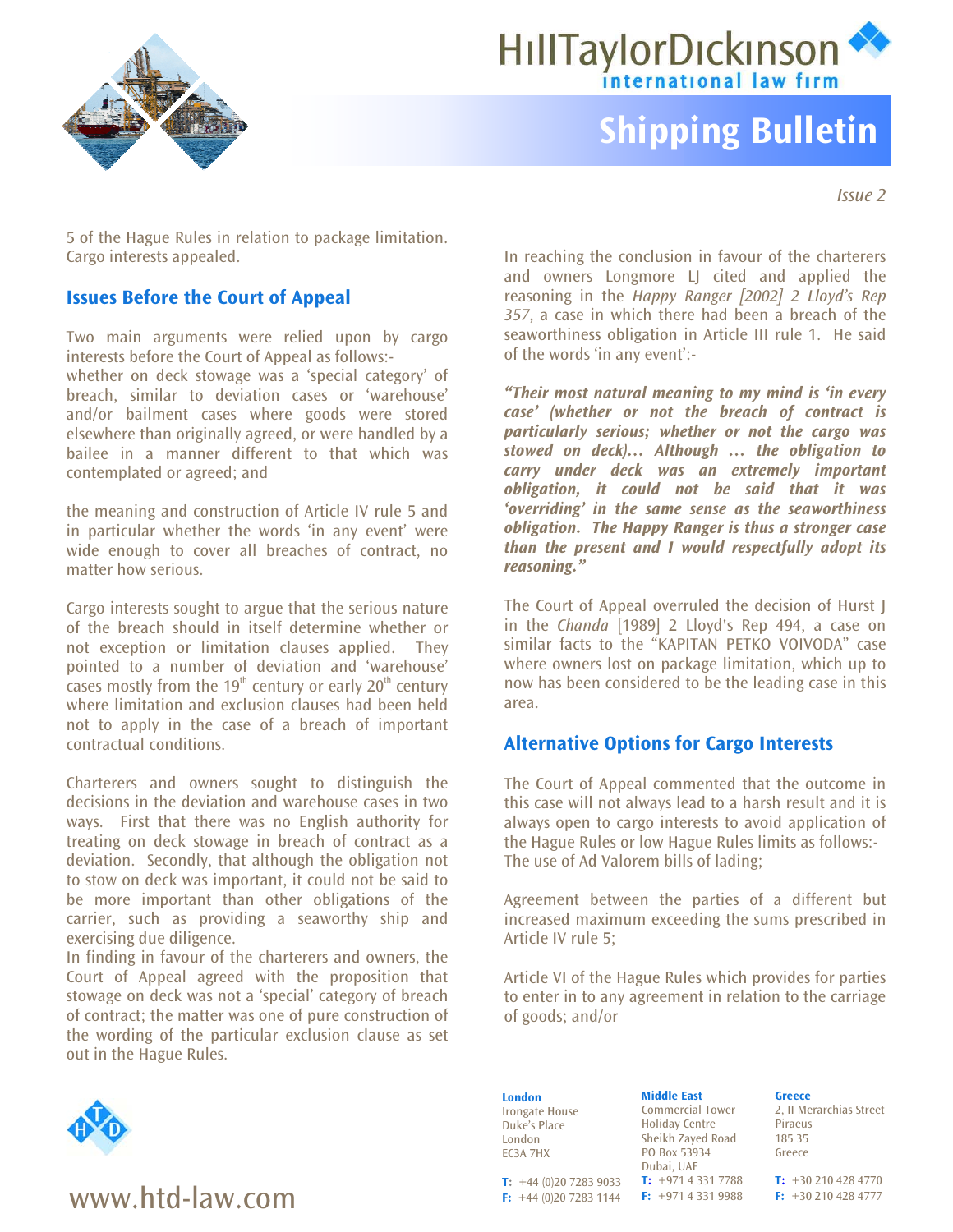5 of the Hague Rules in relation to package limitation. Cargo interests appealed.

## Issues Before the Court of Appeal

Two main arguments were relied upon by cargo interests before the Court of Appeal as follows:-

whether on deck stowage was a 'special category' of breach, similar to deviation cases or 'warehouse' and/or bailment cases where goods were stored elsewhere than originally agreed, or were handled by a bailee in a manner different to that which was contemplated or agreed; and

the meaning and construction of Article IV rule 5 and in particular whether the words 'in any event' were wide enough to cover all breaches of contract, no matter how serious.

Cargo interests sought to argue that the serious nature of the breach should in itself determine whether or not exception or limitation clauses applied. They pointed to a number of deviation and 'warehouse' cases mostly from the 19th century or early 20th century where limitation and exclusion clauses had been held not to apply in the case of a breach of important contractual conditions.

Charterers and owners sought to distinguish the decisions in the deviation and warehouse cases in two ways. First that there was no English authority for treating on deck stowage in breach of contract as a deviation. Secondly, that although the obligation not to stow on deck was important, it could not be said to be more important than other obligations of the carrier, such as providing a seaworthy ship and exercising due diligence.

In finding in favour of the charterers and owners, the Court of Appeal agreed with the proposition that stowage on deck was not a 'special' category of breach of contract; the matter was one of pure construction of the wording of the particular exclusion clause as set out in the Hague Rules.

In reaching the conclusion in favour of the charterers and owners Longmore LJ cited and applied the reasoning in the *Happy Ranger [2002] 2 Lloyd's Rep 357*, a case in which there had been a breach of the seaworthiness obligation in Article III rule 1. He said of the words 'in any event':-

***"Their most natural meaning to my mind is 'in every case' (whether or not the breach of contract is particularly serious; whether or not the cargo was stowed on deck)... Although ... the obligation to carry under deck was an extremely important obligation, it could not be said that it was 'overriding' in the same sense as the seaworthiness obligation. The Happy Ranger is thus a stronger case than the present and I would respectfully adopt its reasoning."***

The Court of Appeal overruled the decision of Hurst J in the *Chanda* [1989] 2 Lloyd's Rep 494, a case on similar facts to the "KAPITAN PETKO VOIVODA" case where owners lost on package limitation, which up to now has been considered to be the leading case in this area.

## Alternative Options for Cargo Interests

The Court of Appeal commented that the outcome in this case will not always lead to a harsh result and it is always open to cargo interests to avoid application of the Hague Rules or low Hague Rules limits as follows:-

The use of Ad Valorem bills of lading;

Agreement between the parties of a different but increased maximum exceeding the sums prescribed in Article IV rule 5;

Article VI of the Hague Rules which provides for parties to enter in to any agreement in relation to the carriage of goods; and/or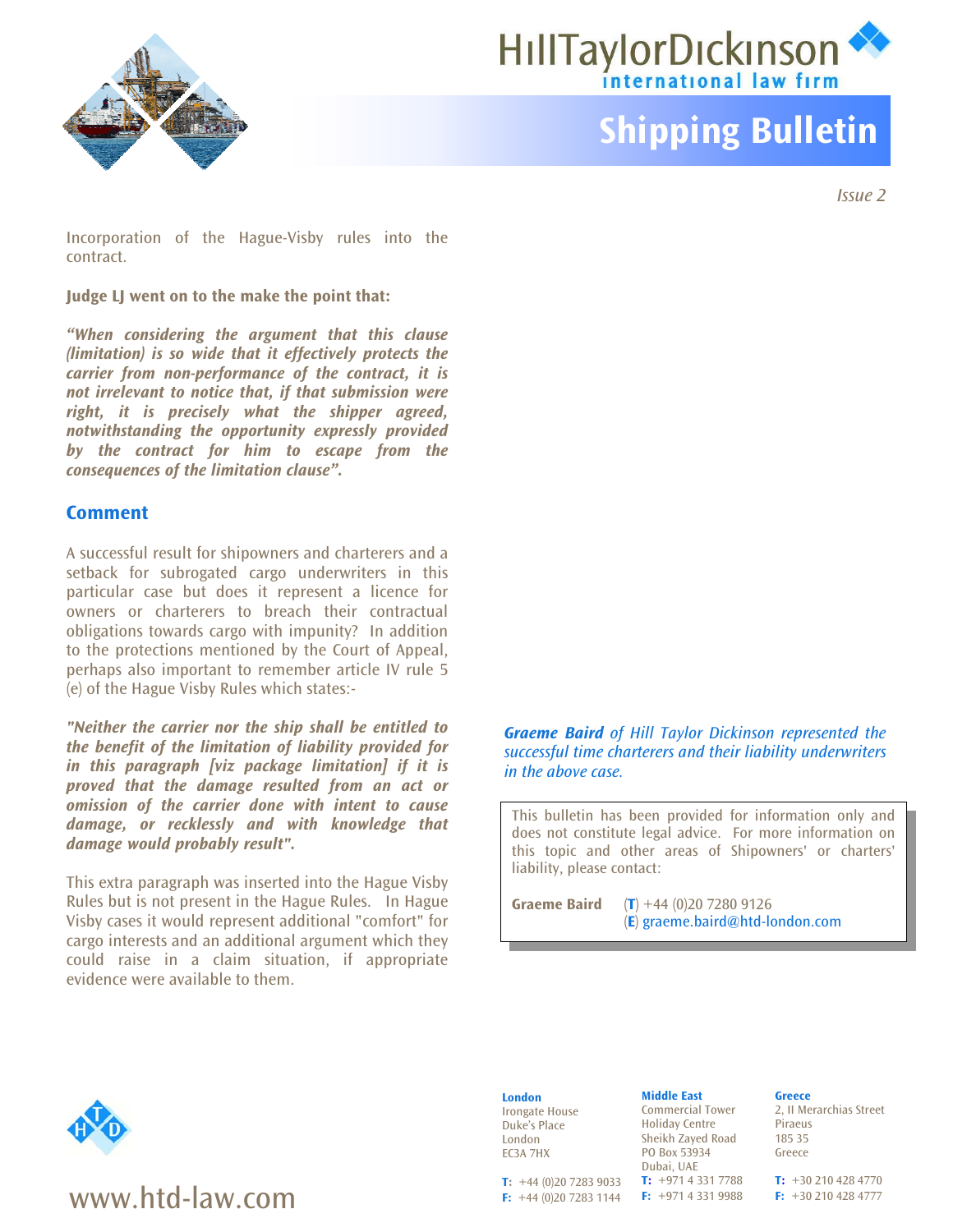Incorporation of the Hague-Visby rules into the contract.

**Judge LJ went on to the make the point that:**

***"When considering the argument that this clause (limitation) is so wide that it effectively protects the carrier from non-performance of the contract, it is not irrelevant to notice that, if that submission were right, it is precisely what the shipper agreed, notwithstanding the opportunity expressly provided by the contract for him to escape from the consequences of the limitation clause".***

## Comment

A successful result for shipowners and charterers and a setback for subrogated cargo underwriters in this particular case but does it represent a licence for owners or charterers to breach their contractual obligations towards cargo with impunity? In addition to the protections mentioned by the Court of Appeal, perhaps also important to remember article IV rule 5 (e) of the Hague Visby Rules which states:-

***"Neither the carrier nor the ship shall be entitled to the benefit of the limitation of liability provided for in this paragraph [viz package limitation] if it is proved that the damage resulted from an act or omission of the carrier done with intent to cause damage, or recklessly and with knowledge that damage would probably result".***

This extra paragraph was inserted into the Hague Visby Rules but is not present in the Hague Rules. In Hague Visby cases it would represent additional "comfort" for cargo interests and an additional argument which they could raise in a claim situation, if appropriate evidence were available to them.

***Graeme Baird*** *of Hill Taylor Dickinson represented the successful time charterers and their liability underwriters in the above case.*

This bulletin has been provided for information only and does not constitute legal advice. For more information on this topic and other areas of Shipowners' or charters' liability, please contact:

**Graeme Baird** (T) +44 (0)20 7280 9126
(E) graeme.baird@htd-london.com

**London**
Irongate House
Duke's Place
London
EC3A 7HX
T: +44 (0)20 7283 9033
F: +44 (0)20 7283 1144

**Middle East**
Commercial Tower
Holiday Centre
Sheikh Zayed Road
PO Box 53934
Dubai, UAE
T: +971 4 331 7788
F: +971 4 331 9988

**Greece**
2, II Merarchias Street
Piraeus
185 35
Greece
T: +30 210 428 4770
F: +30 210 428 4777

www.htd-law.com